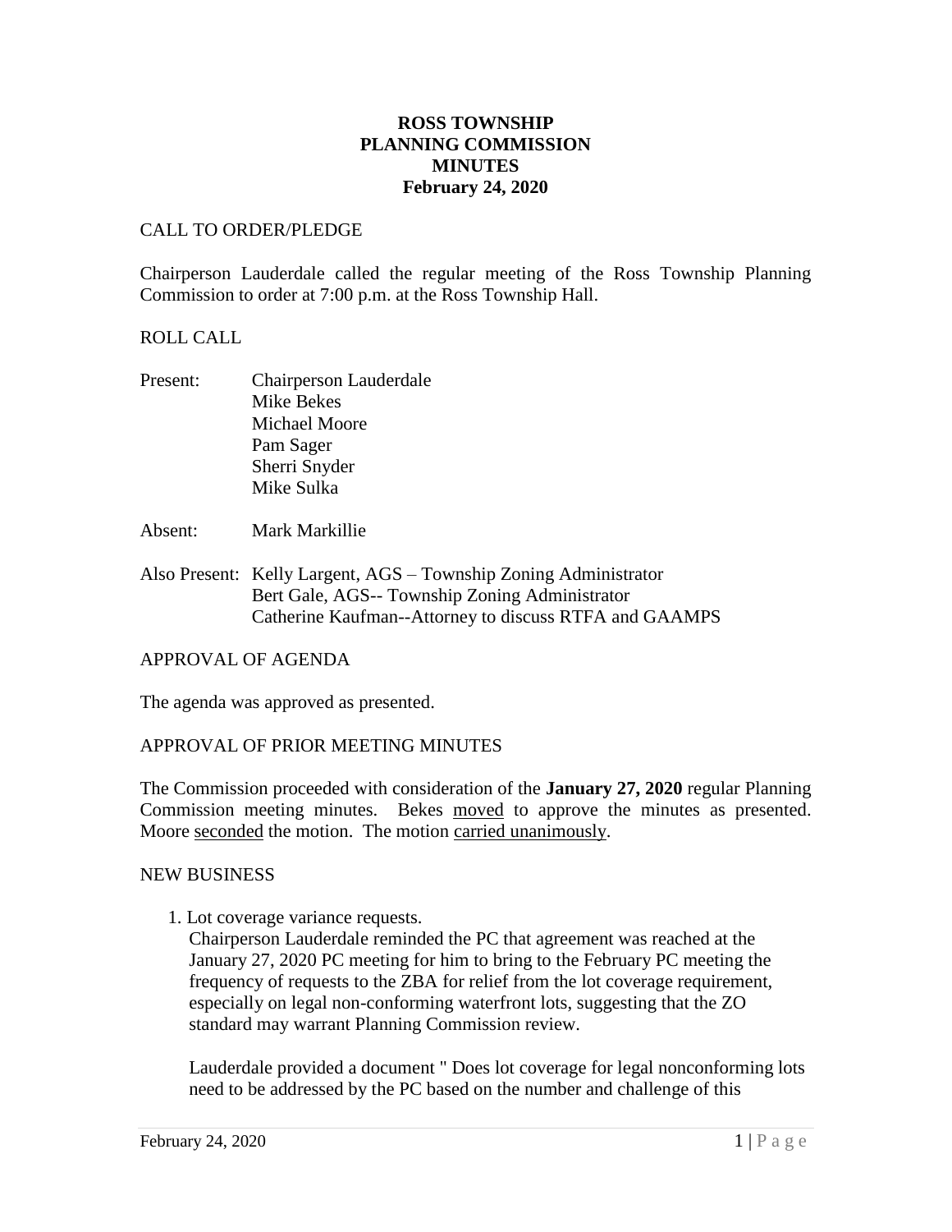# ROSS TOWNSHIP
# PLANNING COMMISSION
# MINUTES
# February 24, 2020

CALL TO ORDER/PLEDGE

Chairperson Lauderdale called the regular meeting of the Ross Township Planning Commission to order at 7:00 p.m. at the Ross Township Hall.

ROLL CALL

Present: Chairperson Lauderdale
Mike Bekes
Michael Moore
Pam Sager
Sherri Snyder
Mike Sulka

Absent: Mark Markillie

Also Present: Kelly Largent, AGS – Township Zoning Administrator
Bert Gale, AGS-- Township Zoning Administrator
Catherine Kaufman--Attorney to discuss RTFA and GAAMPS

APPROVAL OF AGENDA

The agenda was approved as presented.

APPROVAL OF PRIOR MEETING MINUTES

The Commission proceeded with consideration of the **January 27, 2020** regular Planning Commission meeting minutes. Bekes moved to approve the minutes as presented. Moore seconded the motion. The motion carried unanimously.

NEW BUSINESS

1. Lot coverage variance requests.
   Chairperson Lauderdale reminded the PC that agreement was reached at the January 27, 2020 PC meeting for him to bring to the February PC meeting the frequency of requests to the ZBA for relief from the lot coverage requirement, especially on legal non-conforming waterfront lots, suggesting that the ZO standard may warrant Planning Commission review.

   Lauderdale provided a document " Does lot coverage for legal nonconforming lots need to be addressed by the PC based on the number and challenge of this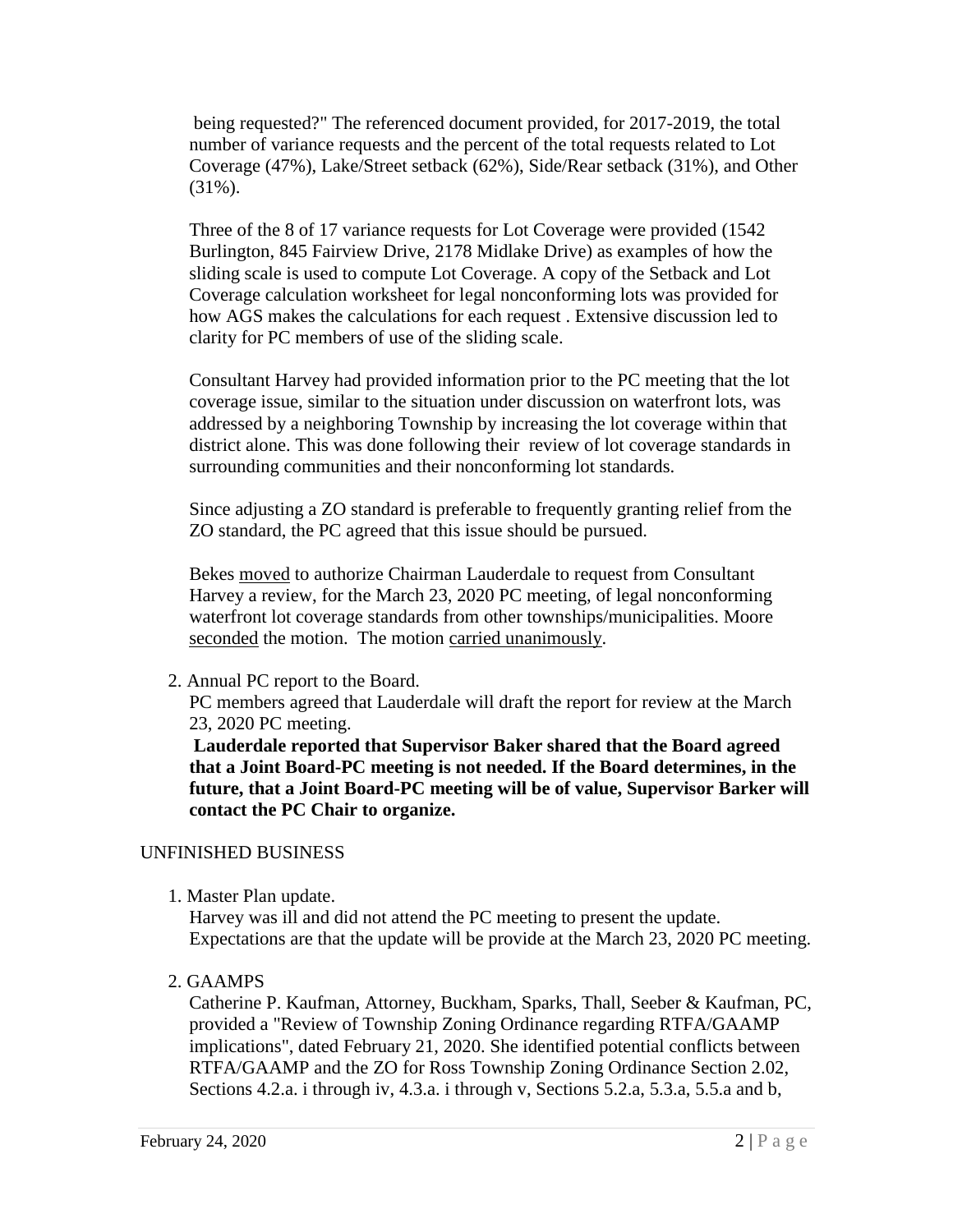being requested?" The referenced document provided, for 2017-2019, the total number of variance requests and the percent of the total requests related to Lot Coverage (47%), Lake/Street setback (62%), Side/Rear setback (31%), and Other (31%).

Three of the 8 of 17 variance requests for Lot Coverage were provided (1542 Burlington, 845 Fairview Drive, 2178 Midlake Drive) as examples of how the sliding scale is used to compute Lot Coverage. A copy of the Setback and Lot Coverage calculation worksheet for legal nonconforming lots was provided for how AGS makes the calculations for each request . Extensive discussion led to clarity for PC members of use of the sliding scale.

Consultant Harvey had provided information prior to the PC meeting that the lot coverage issue, similar to the situation under discussion on waterfront lots, was addressed by a neighboring Township by increasing the lot coverage within that district alone. This was done following their review of lot coverage standards in surrounding communities and their nonconforming lot standards.

Since adjusting a ZO standard is preferable to frequently granting relief from the ZO standard, the PC agreed that this issue should be pursued.

Bekes moved to authorize Chairman Lauderdale to request from Consultant Harvey a review, for the March 23, 2020 PC meeting, of legal nonconforming waterfront lot coverage standards from other townships/municipalities. Moore seconded the motion. The motion carried unanimously.

2. Annual PC report to the Board.
   PC members agreed that Lauderdale will draft the report for review at the March 23, 2020 PC meeting.
   **Lauderdale reported that Supervisor Baker shared that the Board agreed that a Joint Board-PC meeting is not needed. If the Board determines, in the future, that a Joint Board-PC meeting will be of value, Supervisor Barker will contact the PC Chair to organize.**

UNFINISHED BUSINESS

1. Master Plan update.
   Harvey was ill and did not attend the PC meeting to present the update. Expectations are that the update will be provide at the March 23, 2020 PC meeting.

2. GAAMPS
   Catherine P. Kaufman, Attorney, Buckham, Sparks, Thall, Seeber & Kaufman, PC, provided a "Review of Township Zoning Ordinance regarding RTFA/GAAMP implications", dated February 21, 2020. She identified potential conflicts between RTFA/GAAMP and the ZO for Ross Township Zoning Ordinance Section 2.02, Sections 4.2.a. i through iv, 4.3.a. i through v, Sections 5.2.a, 5.3.a, 5.5.a and b,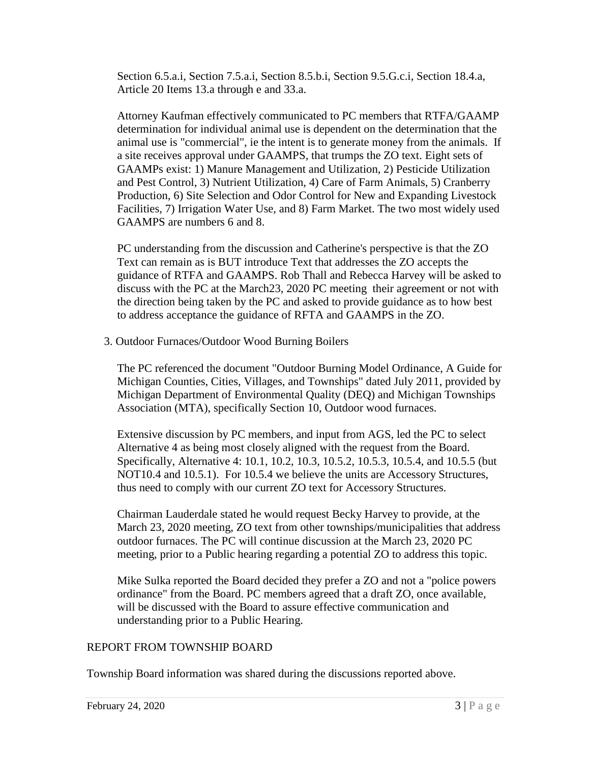Section 6.5.a.i, Section 7.5.a.i, Section 8.5.b.i, Section 9.5.G.c.i, Section 18.4.a, Article 20 Items 13.a through e and 33.a.

Attorney Kaufman effectively communicated to PC members that RTFA/GAAMP determination for individual animal use is dependent on the determination that the animal use is "commercial", ie the intent is to generate money from the animals. If a site receives approval under GAAMPS, that trumps the ZO text. Eight sets of GAAMPs exist: 1) Manure Management and Utilization, 2) Pesticide Utilization and Pest Control, 3) Nutrient Utilization, 4) Care of Farm Animals, 5) Cranberry Production, 6) Site Selection and Odor Control for New and Expanding Livestock Facilities, 7) Irrigation Water Use, and 8) Farm Market. The two most widely used GAAMPS are numbers 6 and 8.

PC understanding from the discussion and Catherine's perspective is that the ZO Text can remain as is BUT introduce Text that addresses the ZO accepts the guidance of RTFA and GAAMPS. Rob Thall and Rebecca Harvey will be asked to discuss with the PC at the March23, 2020 PC meeting their agreement or not with the direction being taken by the PC and asked to provide guidance as to how best to address acceptance the guidance of RFTA and GAAMPS in the ZO.

3. Outdoor Furnaces/Outdoor Wood Burning Boilers

The PC referenced the document "Outdoor Burning Model Ordinance, A Guide for Michigan Counties, Cities, Villages, and Townships" dated July 2011, provided by Michigan Department of Environmental Quality (DEQ) and Michigan Townships Association (MTA), specifically Section 10, Outdoor wood furnaces.

Extensive discussion by PC members, and input from AGS, led the PC to select Alternative 4 as being most closely aligned with the request from the Board. Specifically, Alternative 4: 10.1, 10.2, 10.3, 10.5.2, 10.5.3, 10.5.4, and 10.5.5 (but NOT10.4 and 10.5.1). For 10.5.4 we believe the units are Accessory Structures, thus need to comply with our current ZO text for Accessory Structures.

Chairman Lauderdale stated he would request Becky Harvey to provide, at the March 23, 2020 meeting, ZO text from other townships/municipalities that address outdoor furnaces. The PC will continue discussion at the March 23, 2020 PC meeting, prior to a Public hearing regarding a potential ZO to address this topic.

Mike Sulka reported the Board decided they prefer a ZO and not a "police powers ordinance" from the Board. PC members agreed that a draft ZO, once available, will be discussed with the Board to assure effective communication and understanding prior to a Public Hearing.

## REPORT FROM TOWNSHIP BOARD

Township Board information was shared during the discussions reported above.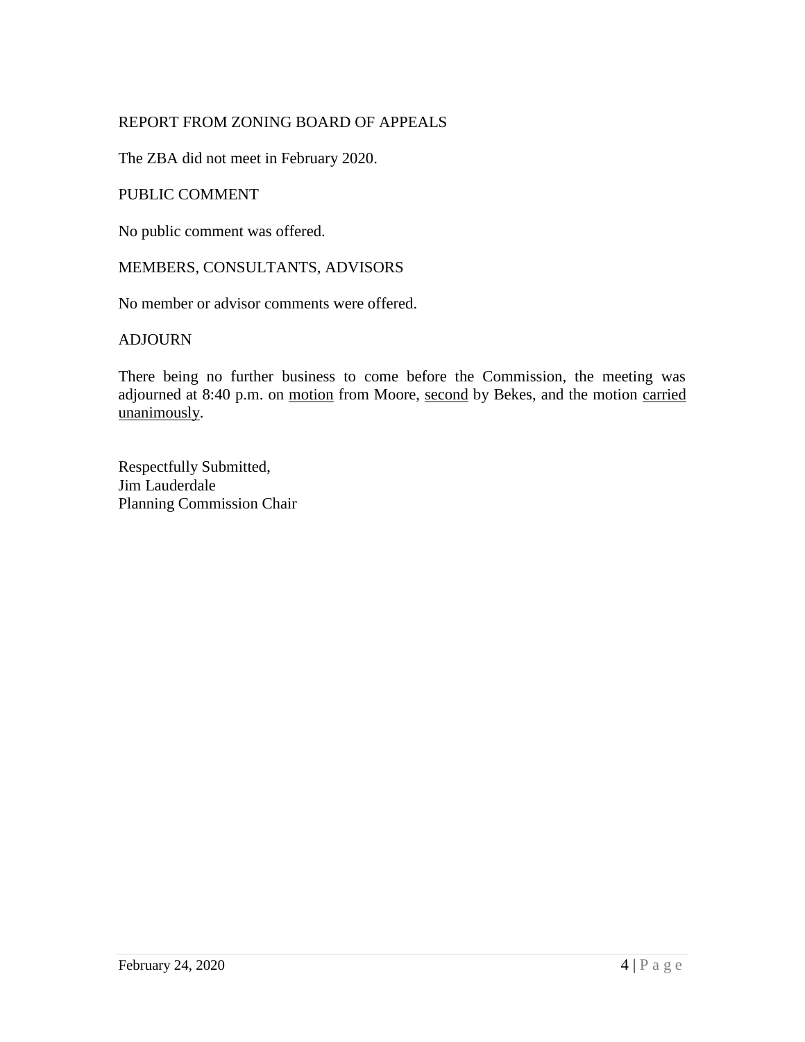REPORT FROM ZONING BOARD OF APPEALS

The ZBA did not meet in February 2020.

PUBLIC COMMENT

No public comment was offered.

MEMBERS, CONSULTANTS, ADVISORS

No member or advisor comments were offered.

ADJOURN

There being no further business to come before the Commission, the meeting was adjourned at 8:40 p.m. on <u>motion</u> from Moore, <u>second</u> by Bekes, and the motion <u>carried unanimously</u>.

Respectfully Submitted,
Jim Lauderdale
Planning Commission Chair